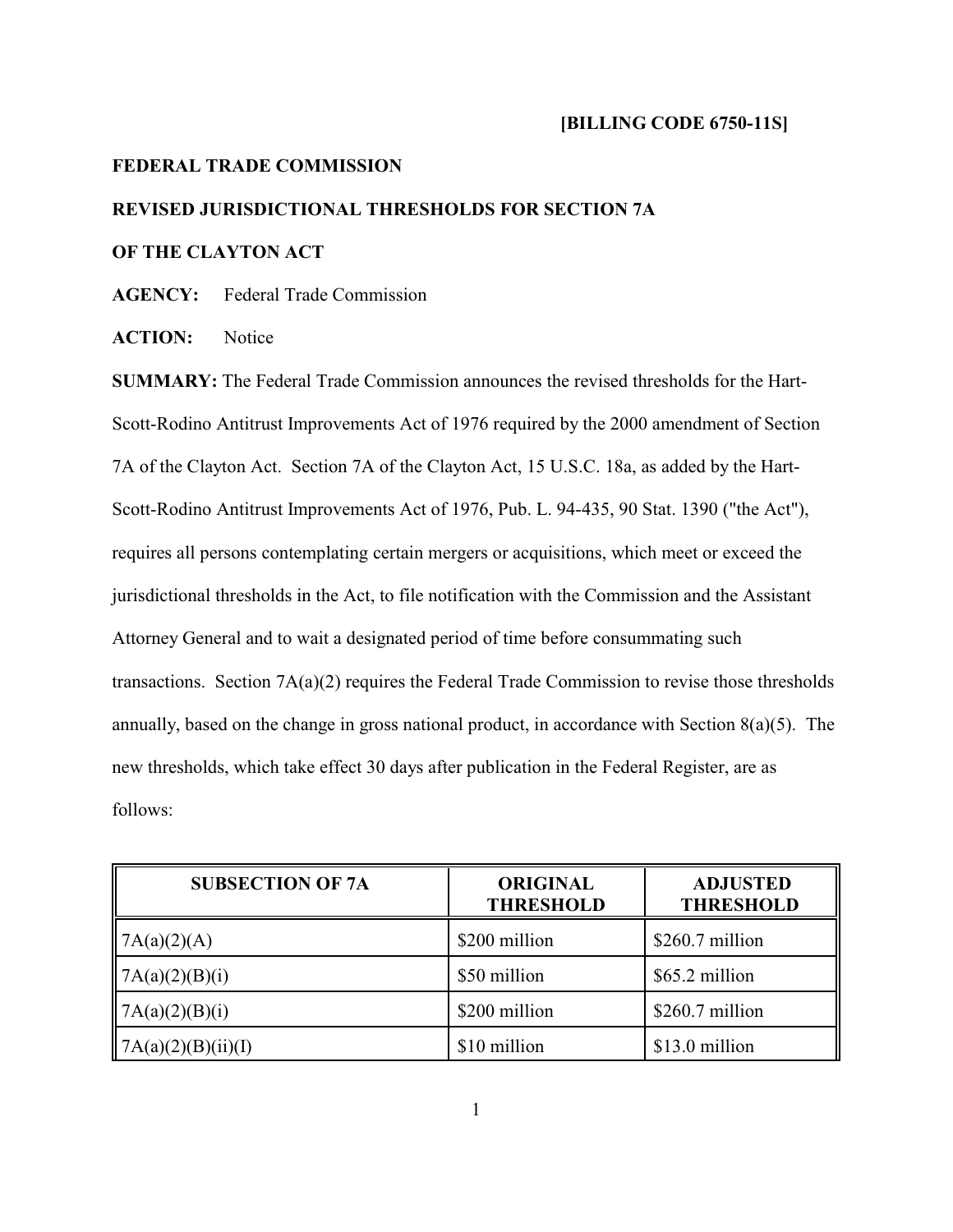**[BILLING CODE 6750-11S]**

**FEDERAL TRADE COMMISSION**

**REVISED JURISDICTIONAL THRESHOLDS FOR SECTION 7A**

**OF THE CLAYTON ACT**

**AGENCY:** Federal Trade Commission

**ACTION:** Notice

**SUMMARY:** The Federal Trade Commission announces the revised thresholds for the Hart-Scott-Rodino Antitrust Improvements Act of 1976 required by the 2000 amendment of Section 7A of the Clayton Act. Section 7A of the Clayton Act, 15 U.S.C. 18a, as added by the Hart-Scott-Rodino Antitrust Improvements Act of 1976, Pub. L. 94-435, 90 Stat. 1390 ("the Act"), requires all persons contemplating certain mergers or acquisitions, which meet or exceed the jurisdictional thresholds in the Act, to file notification with the Commission and the Assistant Attorney General and to wait a designated period of time before consummating such transactions. Section 7A(a)(2) requires the Federal Trade Commission to revise those thresholds annually, based on the change in gross national product, in accordance with Section 8(a)(5). The new thresholds, which take effect 30 days after publication in the Federal Register, are as follows:

| SUBSECTION OF 7A | ORIGINAL THRESHOLD | ADJUSTED THRESHOLD |
|---|---|---|
| 7A(a)(2)(A) | $200 million | $260.7 million |
| 7A(a)(2)(B)(i) | $50 million | $65.2 million |
| 7A(a)(2)(B)(i) | $200 million | $260.7 million |
| 7A(a)(2)(B)(ii)(I) | $10 million | $13.0 million |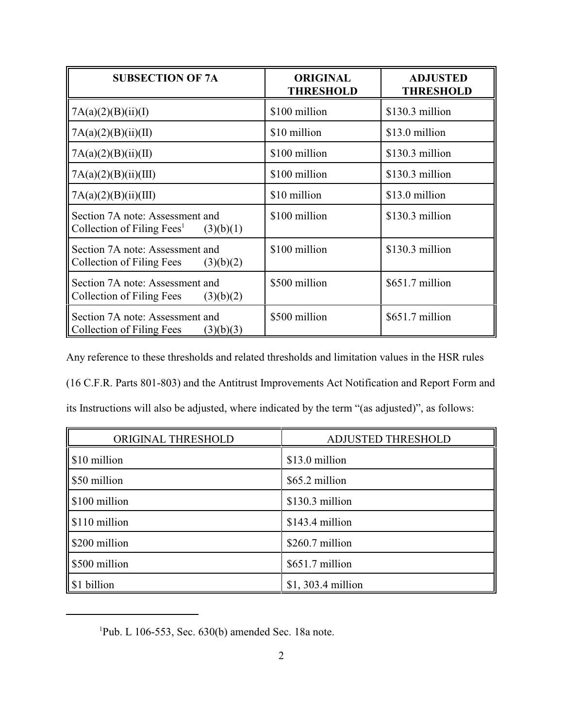| SUBSECTION OF 7A | ORIGINAL THRESHOLD | ADJUSTED THRESHOLD |
|---|---|---|
| 7A(a)(2)(B)(ii)(I) | \$100 million | \$130.3 million |
| 7A(a)(2)(B)(ii)(II) | \$10 million | \$13.0 million |
| 7A(a)(2)(B)(ii)(II) | \$100 million | \$130.3 million |
| 7A(a)(2)(B)(ii)(III) | \$100 million | \$130.3 million |
| 7A(a)(2)(B)(ii)(III) | \$10 million | \$13.0 million |
| Section 7A note: Assessment and Collection of Filing Fees[1] (3)(b)(1) | \$100 million | \$130.3 million |
| Section 7A note: Assessment and Collection of Filing Fees (3)(b)(2) | \$100 million | \$130.3 million |
| Section 7A note: Assessment and Collection of Filing Fees (3)(b)(2) | \$500 million | \$651.7 million |
| Section 7A note: Assessment and Collection of Filing Fees (3)(b)(3) | \$500 million | \$651.7 million |

Any reference to these thresholds and related thresholds and limitation values in the HSR rules (16 C.F.R. Parts 801-803) and the Antitrust Improvements Act Notification and Report Form and its Instructions will also be adjusted, where indicated by the term "(as adjusted)", as follows:

| ORIGINAL THRESHOLD | ADJUSTED THRESHOLD |
|---|---|
| \$10 million | \$13.0 million |
| \$50 million | \$65.2 million |
| \$100 million | \$130.3 million |
| \$110 million | \$143.4 million |
| \$200 million | \$260.7 million |
| \$500 million | \$651.7 million |
| \$1 billion | \$1, 303.4 million |

[1] Pub. L 106-553, Sec. 630(b) amended Sec. 18a note.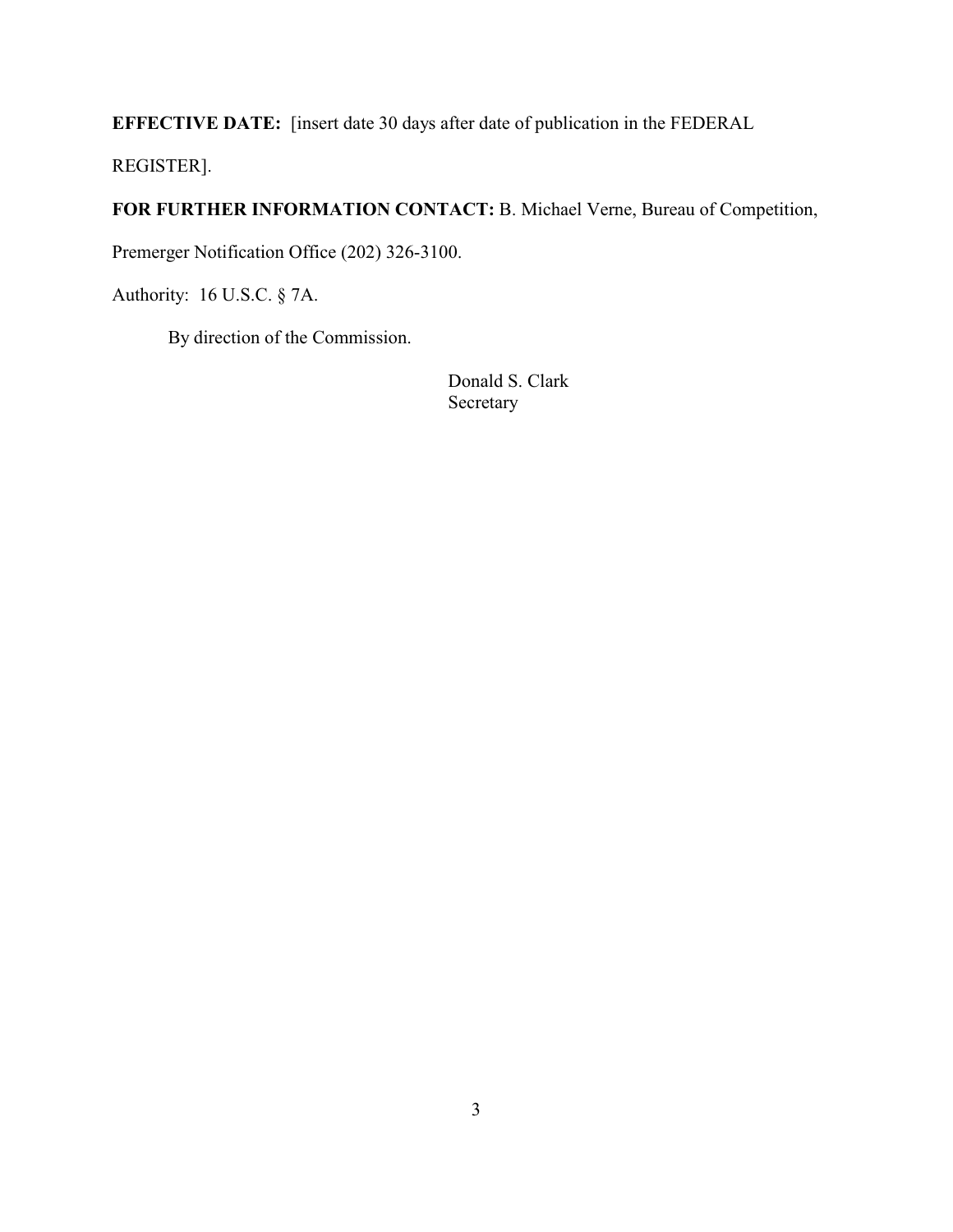**EFFECTIVE DATE:** [insert date 30 days after date of publication in the FEDERAL REGISTER].

**FOR FURTHER INFORMATION CONTACT:** B. Michael Verne, Bureau of Competition, Premerger Notification Office (202) 326-3100.

Authority: 16 U.S.C. § 7A.

By direction of the Commission.

Donald S. Clark
Secretary